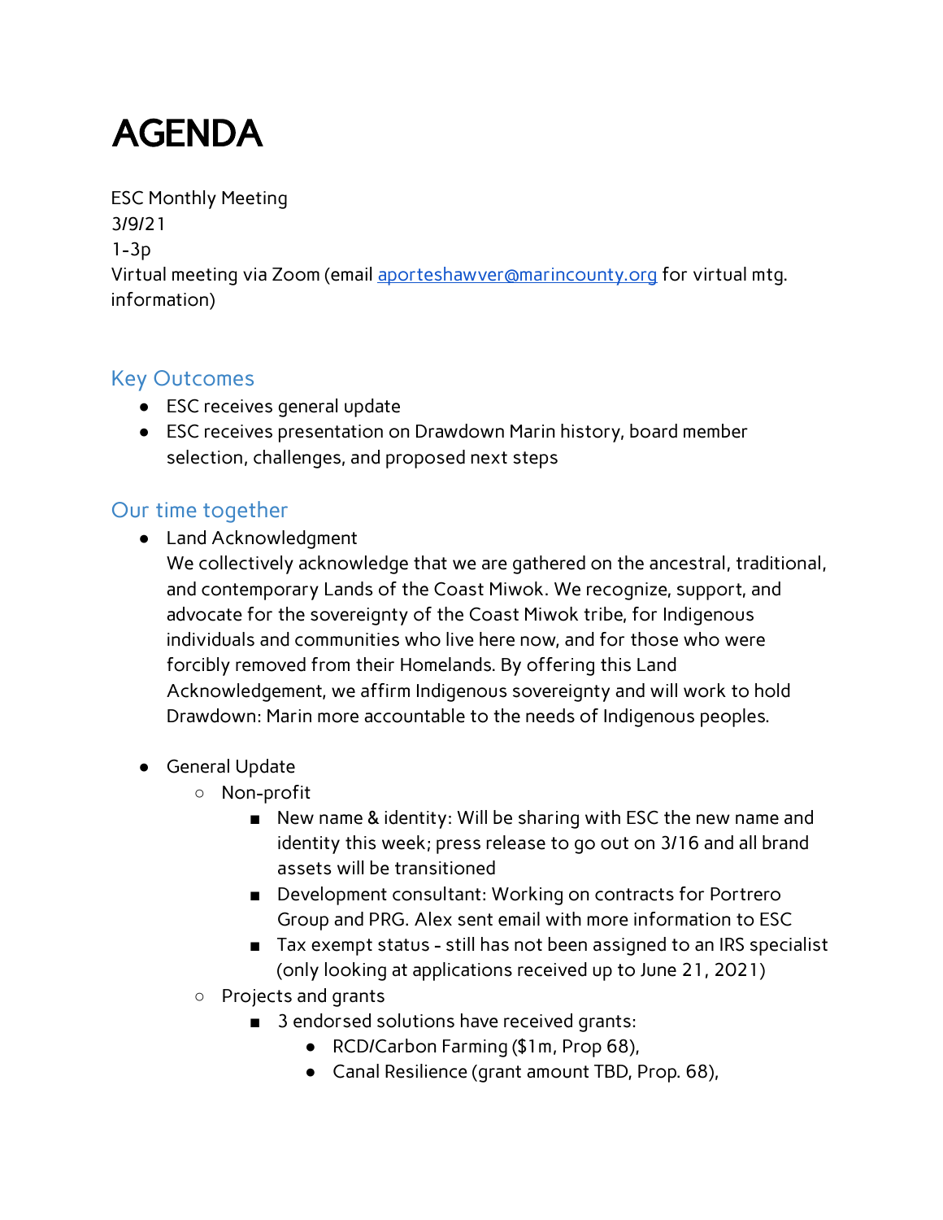# AGENDA

ESC Monthly Meeting
3/9/21
1-3p
Virtual meeting via Zoom (email aporteshawver@marincounty.org for virtual mtg. information)

## Key Outcomes

- ESC receives general update
- ESC receives presentation on Drawdown Marin history, board member selection, challenges, and proposed next steps

## Our time together

- Land Acknowledgment
  We collectively acknowledge that we are gathered on the ancestral, traditional, and contemporary Lands of the Coast Miwok. We recognize, support, and advocate for the sovereignty of the Coast Miwok tribe, for Indigenous individuals and communities who live here now, and for those who were forcibly removed from their Homelands. By offering this Land Acknowledgement, we affirm Indigenous sovereignty and will work to hold Drawdown: Marin more accountable to the needs of Indigenous peoples.

- General Update
  - Non-profit
    - New name & identity: Will be sharing with ESC the new name and identity this week; press release to go out on 3/16 and all brand assets will be transitioned
    - Development consultant: Working on contracts for Portrero Group and PRG. Alex sent email with more information to ESC
    - Tax exempt status - still has not been assigned to an IRS specialist (only looking at applications received up to June 21, 2021)
  - Projects and grants
    - 3 endorsed solutions have received grants:
      - RCD/Carbon Farming ($1m, Prop 68),
      - Canal Resilience (grant amount TBD, Prop. 68),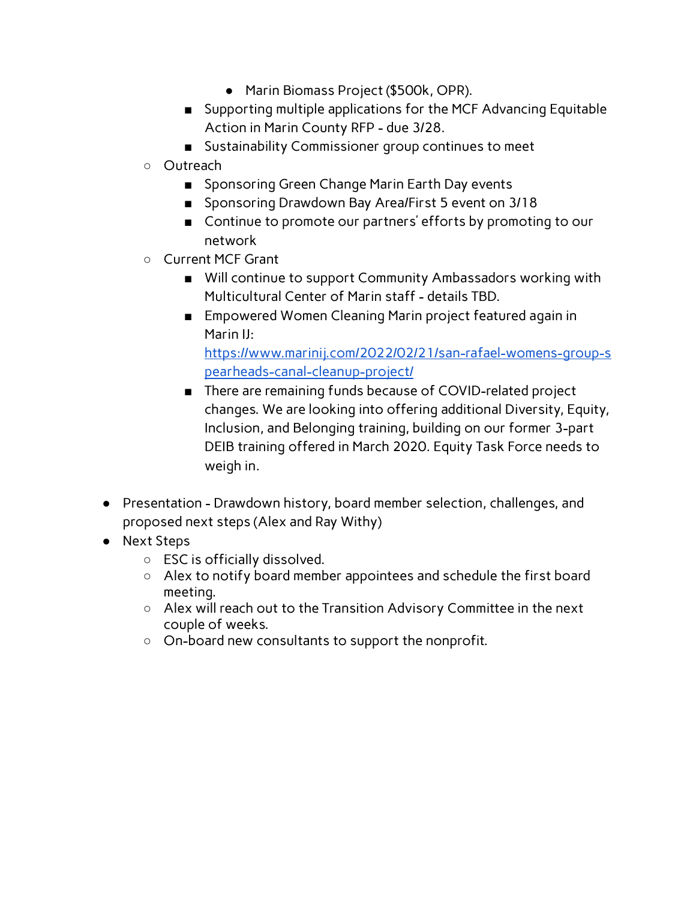- Marin Biomass Project ($500k, OPR).
    - Supporting multiple applications for the MCF Advancing Equitable Action in Marin County RFP - due 3/28.
    - Sustainability Commissioner group continues to meet
  - Outreach
    - Sponsoring Green Change Marin Earth Day events
    - Sponsoring Drawdown Bay Area/First 5 event on 3/18
    - Continue to promote our partners' efforts by promoting to our network
  - Current MCF Grant
    - Will continue to support Community Ambassadors working with Multicultural Center of Marin staff - details TBD.
    - Empowered Women Cleaning Marin project featured again in Marin IJ: [https://www.marinij.com/2022/02/21/san-rafael-womens-group-spearheads-canal-cleanup-project/](https://www.marinij.com/2022/02/21/san-rafael-womens-group-spearheads-canal-cleanup-project/)
    - There are remaining funds because of COVID-related project changes. We are looking into offering additional Diversity, Equity, Inclusion, and Belonging training, building on our former 3-part DEIB training offered in March 2020. Equity Task Force needs to weigh in.

- Presentation - Drawdown history, board member selection, challenges, and proposed next steps (Alex and Ray Withy)
- Next Steps
  - ESC is officially dissolved.
  - Alex to notify board member appointees and schedule the first board meeting.
  - Alex will reach out to the Transition Advisory Committee in the next couple of weeks.
  - On-board new consultants to support the nonprofit.